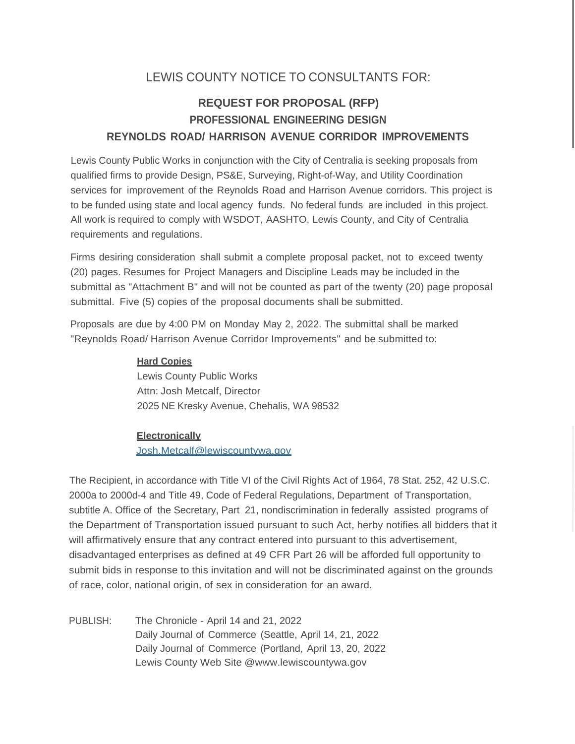# LEWIS COUNTY NOTICE TO CONSULTANTS FOR:

## REQUEST FOR PROPOSAL (RFP)
## PROFESSIONAL ENGINEERING DESIGN
## REYNOLDS ROAD/ HARRISON AVENUE CORRIDOR IMPROVEMENTS

Lewis County Public Works in conjunction with the City of Centralia is seeking proposals from qualified firms to provide Design, PS&E, Surveying, Right-of-Way, and Utility Coordination services for improvement of the Reynolds Road and Harrison Avenue corridors. This project is to be funded using state and local agency funds. No federal funds are included in this project. All work is required to comply with WSDOT, AASHTO, Lewis County, and City of Centralia requirements and regulations.

Firms desiring consideration shall submit a complete proposal packet, not to exceed twenty (20) pages. Resumes for Project Managers and Discipline Leads may be included in the submittal as "Attachment B" and will not be counted as part of the twenty (20) page proposal submittal. Five (5) copies of the proposal documents shall be submitted.

Proposals are due by 4:00 PM on Monday May 2, 2022. The submittal shall be marked "Reynolds Road/ Harrison Avenue Corridor Improvements" and be submitted to:

**Hard Copies**
Lewis County Public Works
Attn: Josh Metcalf, Director
2025 NE Kresky Avenue, Chehalis, WA 98532

**Electronically**
Josh.Metcalf@lewiscountywa.gov

The Recipient, in accordance with Title VI of the Civil Rights Act of 1964, 78 Stat. 252, 42 U.S.C. 2000a to 2000d-4 and Title 49, Code of Federal Regulations, Department of Transportation, subtitle A. Office of the Secretary, Part 21, nondiscrimination in federally assisted programs of the Department of Transportation issued pursuant to such Act, herby notifies all bidders that it will affirmatively ensure that any contract entered into pursuant to this advertisement, disadvantaged enterprises as defined at 49 CFR Part 26 will be afforded full opportunity to submit bids in response to this invitation and will not be discriminated against on the grounds of race, color, national origin, of sex in consideration for an award.

PUBLISH: The Chronicle - April 14 and 21, 2022
Daily Journal of Commerce (Seattle, April 14, 21, 2022
Daily Journal of Commerce (Portland, April 13, 20, 2022
Lewis County Web Site @www.lewiscountywa.gov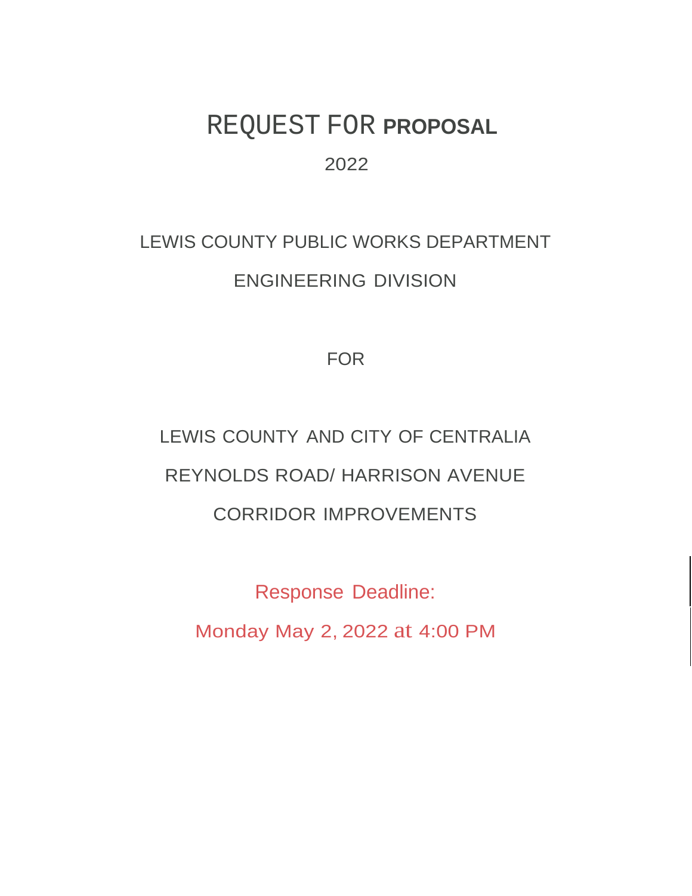# REQUEST FOR PROPOSAL

2022

LEWIS COUNTY PUBLIC WORKS DEPARTMENT

ENGINEERING DIVISION

FOR

LEWIS COUNTY AND CITY OF CENTRALIA

REYNOLDS ROAD/ HARRISON AVENUE

CORRIDOR IMPROVEMENTS

Response Deadline:

Monday May 2, 2022 at 4:00 PM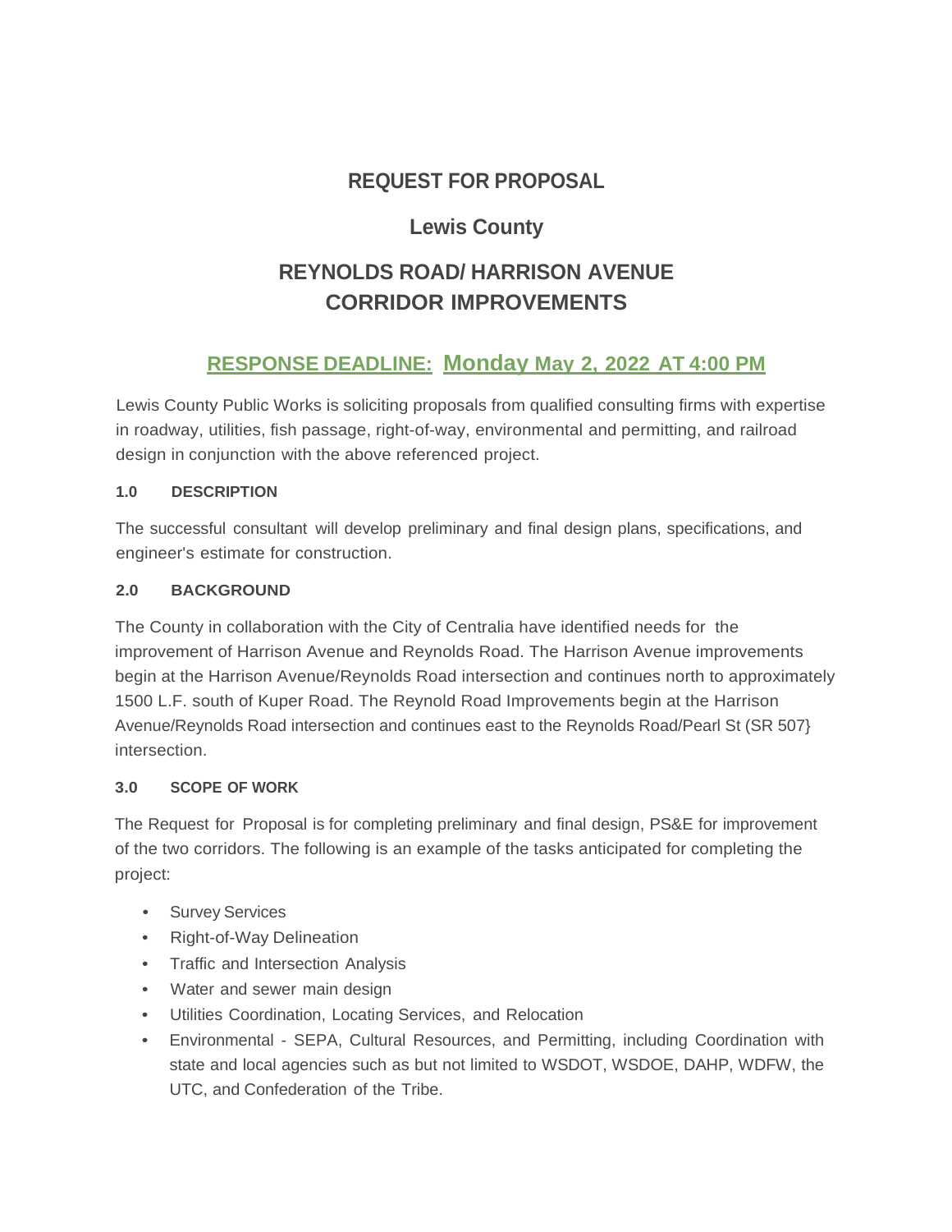# REQUEST FOR PROPOSAL

## Lewis County

## REYNOLDS ROAD/ HARRISON AVENUE CORRIDOR IMPROVEMENTS

### RESPONSE DEADLINE: Monday May 2, 2022 AT 4:00 PM

Lewis County Public Works is soliciting proposals from qualified consulting firms with expertise in roadway, utilities, fish passage, right-of-way, environmental and permitting, and railroad design in conjunction with the above referenced project.

### 1.0 DESCRIPTION

The successful consultant will develop preliminary and final design plans, specifications, and engineer's estimate for construction.

### 2.0 BACKGROUND

The County in collaboration with the City of Centralia have identified needs for the improvement of Harrison Avenue and Reynolds Road. The Harrison Avenue improvements begin at the Harrison Avenue/Reynolds Road intersection and continues north to approximately 1500 L.F. south of Kuper Road. The Reynold Road Improvements begin at the Harrison Avenue/Reynolds Road intersection and continues east to the Reynolds Road/Pearl St (SR 507} intersection.

### 3.0 SCOPE OF WORK

The Request for Proposal is for completing preliminary and final design, PS&E for improvement of the two corridors. The following is an example of the tasks anticipated for completing the project:

- Survey Services
- Right-of-Way Delineation
- Traffic and Intersection Analysis
- Water and sewer main design
- Utilities Coordination, Locating Services, and Relocation
- Environmental - SEPA, Cultural Resources, and Permitting, including Coordination with state and local agencies such as but not limited to WSDOT, WSDOE, DAHP, WDFW, the UTC, and Confederation of the Tribe.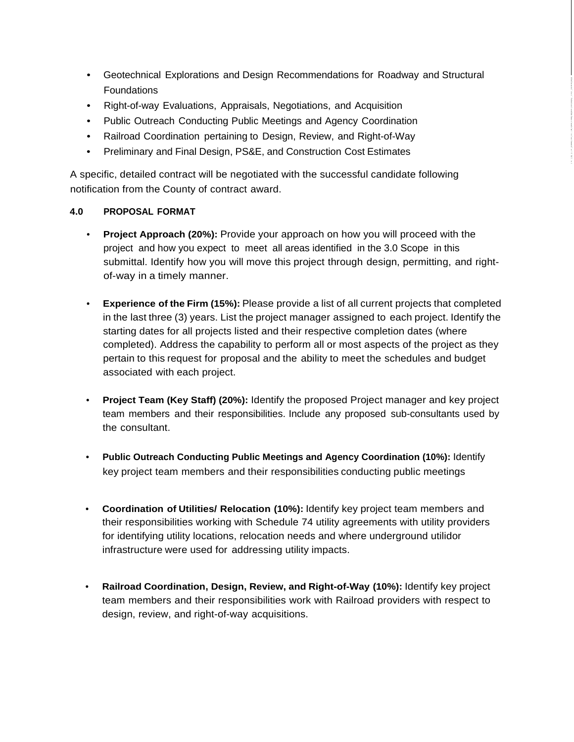- Geotechnical Explorations and Design Recommendations for Roadway and Structural Foundations
- Right-of-way Evaluations, Appraisals, Negotiations, and Acquisition
- Public Outreach Conducting Public Meetings and Agency Coordination
- Railroad Coordination pertaining to Design, Review, and Right-of-Way
- Preliminary and Final Design, PS&E, and Construction Cost Estimates

A specific, detailed contract will be negotiated with the successful candidate following notification from the County of contract award.

## 4.0 PROPOSAL FORMAT

- **Project Approach (20%):** Provide your approach on how you will proceed with the project and how you expect to meet all areas identified in the 3.0 Scope in this submittal. Identify how you will move this project through design, permitting, and right-of-way in a timely manner.

- **Experience of the Firm (15%):** Please provide a list of all current projects that completed in the last three (3) years. List the project manager assigned to each project. Identify the starting dates for all projects listed and their respective completion dates (where completed). Address the capability to perform all or most aspects of the project as they pertain to this request for proposal and the ability to meet the schedules and budget associated with each project.

- **Project Team (Key Staff) (20%):** Identify the proposed Project manager and key project team members and their responsibilities. Include any proposed sub-consultants used by the consultant.

- **Public Outreach Conducting Public Meetings and Agency Coordination (10%):** Identify key project team members and their responsibilities conducting public meetings

- **Coordination of Utilities/ Relocation (10%):** Identify key project team members and their responsibilities working with Schedule 74 utility agreements with utility providers for identifying utility locations, relocation needs and where underground utilidor infrastructure were used for addressing utility impacts.

- **Railroad Coordination, Design, Review, and Right-of-Way (10%):** Identify key project team members and their responsibilities work with Railroad providers with respect to design, review, and right-of-way acquisitions.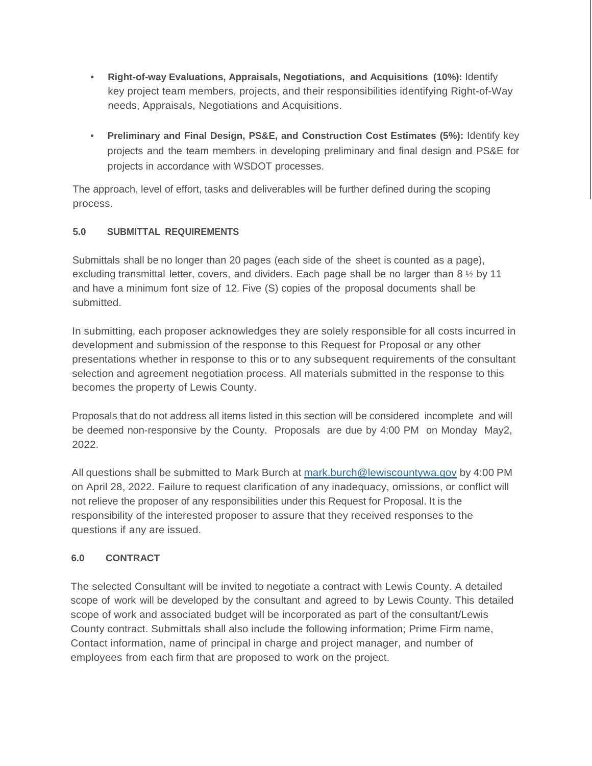- **Right-of-way Evaluations, Appraisals, Negotiations, and Acquisitions (10%):** Identify key project team members, projects, and their responsibilities identifying Right-of-Way needs, Appraisals, Negotiations and Acquisitions.

- **Preliminary and Final Design, PS&E, and Construction Cost Estimates (5%):** Identify key projects and the team members in developing preliminary and final design and PS&E for projects in accordance with WSDOT processes.

The approach, level of effort, tasks and deliverables will be further defined during the scoping process.

### 5.0 SUBMITTAL REQUIREMENTS

Submittals shall be no longer than 20 pages (each side of the sheet is counted as a page), excluding transmittal letter, covers, and dividers. Each page shall be no larger than 8 ½ by 11 and have a minimum font size of 12. Five (S) copies of the proposal documents shall be submitted.

In submitting, each proposer acknowledges they are solely responsible for all costs incurred in development and submission of the response to this Request for Proposal or any other presentations whether in response to this or to any subsequent requirements of the consultant selection and agreement negotiation process. All materials submitted in the response to this becomes the property of Lewis County.

Proposals that do not address all items listed in this section will be considered incomplete and will be deemed non-responsive by the County. Proposals are due by 4:00 PM on Monday May2, 2022.

All questions shall be submitted to Mark Burch at mark.burch@lewiscountywa.gov by 4:00 PM on April 28, 2022. Failure to request clarification of any inadequacy, omissions, or conflict will not relieve the proposer of any responsibilities under this Request for Proposal. It is the responsibility of the interested proposer to assure that they received responses to the questions if any are issued.

### 6.0 CONTRACT

The selected Consultant will be invited to negotiate a contract with Lewis County. A detailed scope of work will be developed by the consultant and agreed to by Lewis County. This detailed scope of work and associated budget will be incorporated as part of the consultant/Lewis County contract. Submittals shall also include the following information; Prime Firm name, Contact information, name of principal in charge and project manager, and number of employees from each firm that are proposed to work on the project.